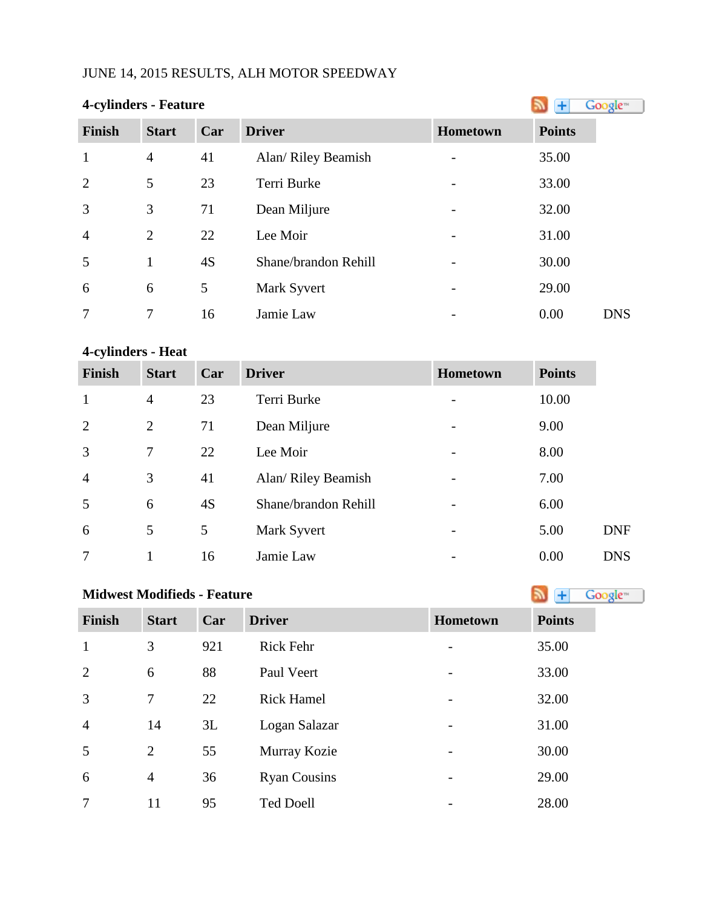JUNE 14, 2015 RESULTS, ALH MOTOR SPEEDWAY

**4-cylinders - Feature**

| Finish | Start | Car | Driver | Hometown | Points | |
|---|---|---|---|---|---|---|
| 1 | 4 | 41 | Alan/ Riley Beamish | - | 35.00 | |
| 2 | 5 | 23 | Terri Burke | - | 33.00 | |
| 3 | 3 | 71 | Dean Miljure | - | 32.00 | |
| 4 | 2 | 22 | Lee Moir | - | 31.00 | |
| 5 | 1 | 4S | Shane/brandon Rehill | - | 30.00 | |
| 6 | 6 | 5 | Mark Syvert | - | 29.00 | |
| 7 | 7 | 16 | Jamie Law | - | 0.00 | DNS |

**4-cylinders - Heat**

| Finish | Start | Car | Driver | Hometown | Points | |
|---|---|---|---|---|---|---|
| 1 | 4 | 23 | Terri Burke | - | 10.00 | |
| 2 | 2 | 71 | Dean Miljure | - | 9.00 | |
| 3 | 7 | 22 | Lee Moir | - | 8.00 | |
| 4 | 3 | 41 | Alan/ Riley Beamish | - | 7.00 | |
| 5 | 6 | 4S | Shane/brandon Rehill | - | 6.00 | |
| 6 | 5 | 5 | Mark Syvert | - | 5.00 | DNF |
| 7 | 1 | 16 | Jamie Law | - | 0.00 | DNS |

**Midwest Modifieds - Feature**

| Finish | Start | Car | Driver | Hometown | Points |
|---|---|---|---|---|---|
| 1 | 3 | 921 | Rick Fehr | - | 35.00 |
| 2 | 6 | 88 | Paul Veert | - | 33.00 |
| 3 | 7 | 22 | Rick Hamel | - | 32.00 |
| 4 | 14 | 3L | Logan Salazar | - | 31.00 |
| 5 | 2 | 55 | Murray Kozie | - | 30.00 |
| 6 | 4 | 36 | Ryan Cousins | - | 29.00 |
| 7 | 11 | 95 | Ted Doell | - | 28.00 |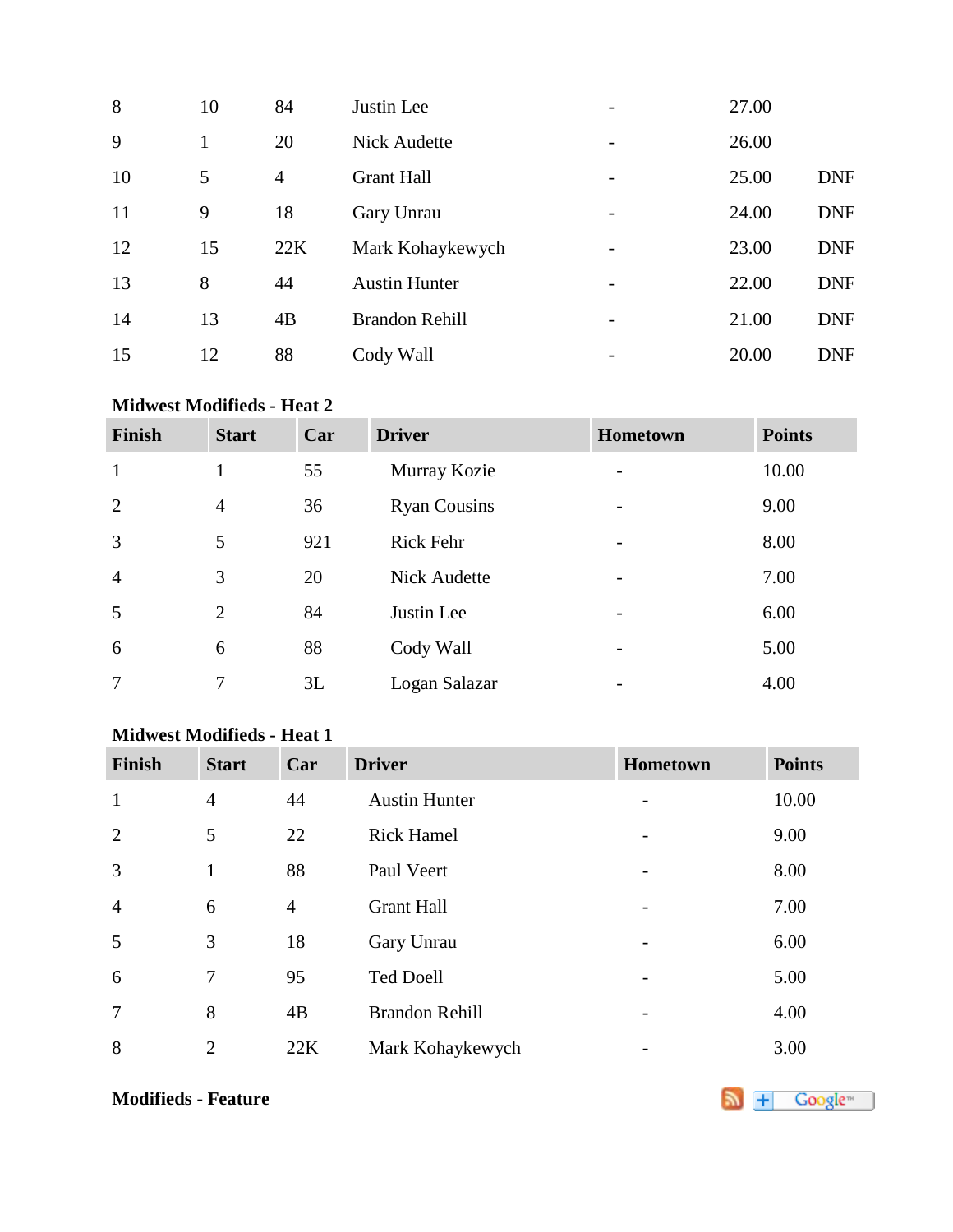| | | | | | | |
|---|---|---|---|---|---|---|
| 8 | 10 | 84 | Justin Lee | - | 27.00 | |
| 9 | 1 | 20 | Nick Audette | - | 26.00 | |
| 10 | 5 | 4 | Grant Hall | - | 25.00 | DNF |
| 11 | 9 | 18 | Gary Unrau | - | 24.00 | DNF |
| 12 | 15 | 22K | Mark Kohaykewych | - | 23.00 | DNF |
| 13 | 8 | 44 | Austin Hunter | - | 22.00 | DNF |
| 14 | 13 | 4B | Brandon Rehill | - | 21.00 | DNF |
| 15 | 12 | 88 | Cody Wall | - | 20.00 | DNF |

**Midwest Modifieds - Heat 2**

| Finish | Start | Car | Driver | Hometown | Points |
|---|---|---|---|---|---|
| 1 | 1 | 55 | Murray Kozie | - | 10.00 |
| 2 | 4 | 36 | Ryan Cousins | - | 9.00 |
| 3 | 5 | 921 | Rick Fehr | - | 8.00 |
| 4 | 3 | 20 | Nick Audette | - | 7.00 |
| 5 | 2 | 84 | Justin Lee | - | 6.00 |
| 6 | 6 | 88 | Cody Wall | - | 5.00 |
| 7 | 7 | 3L | Logan Salazar | - | 4.00 |

**Midwest Modifieds - Heat 1**

| Finish | Start | Car | Driver | Hometown | Points |
|---|---|---|---|---|---|
| 1 | 4 | 44 | Austin Hunter | - | 10.00 |
| 2 | 5 | 22 | Rick Hamel | - | 9.00 |
| 3 | 1 | 88 | Paul Veert | - | 8.00 |
| 4 | 6 | 4 | Grant Hall | - | 7.00 |
| 5 | 3 | 18 | Gary Unrau | - | 6.00 |
| 6 | 7 | 95 | Ted Doell | - | 5.00 |
| 7 | 8 | 4B | Brandon Rehill | - | 4.00 |
| 8 | 2 | 22K | Mark Kohaykewych | - | 3.00 |

**Modifieds - Feature**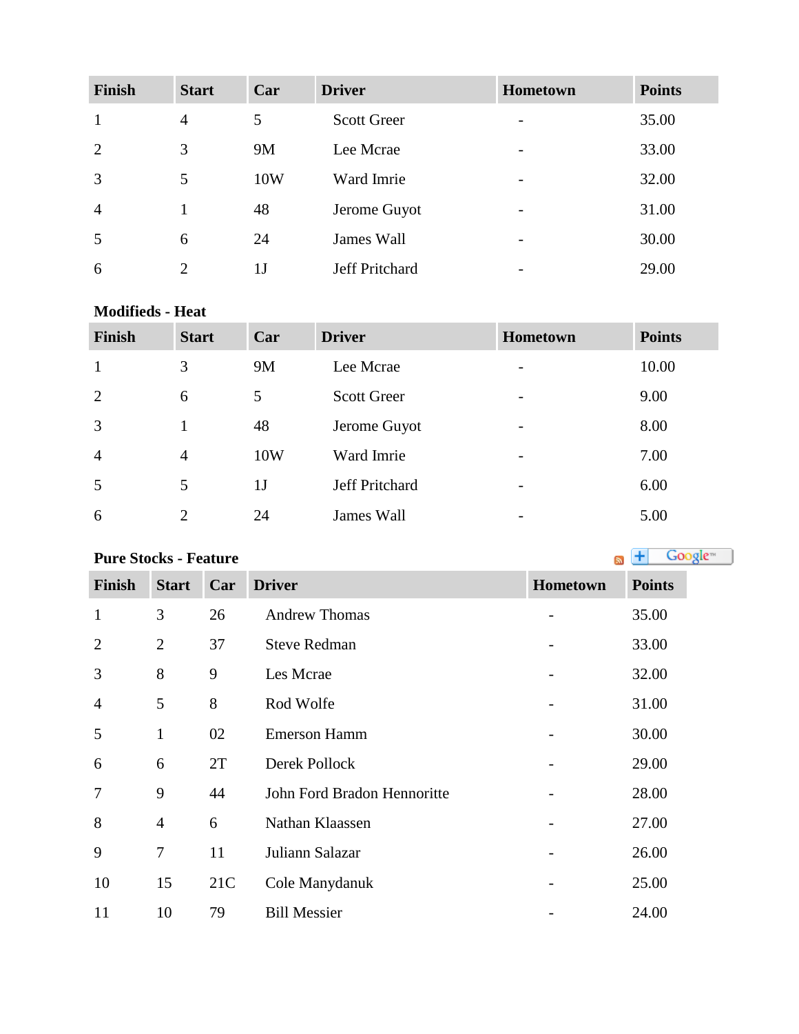| Finish | Start | Car | Driver | Hometown | Points |
|---|---|---|---|---|---|
| 1 | 4 | 5 | Scott Greer | - | 35.00 |
| 2 | 3 | 9M | Lee Mcrae | - | 33.00 |
| 3 | 5 | 10W | Ward Imrie | - | 32.00 |
| 4 | 1 | 48 | Jerome Guyot | - | 31.00 |
| 5 | 6 | 24 | James Wall | - | 30.00 |
| 6 | 2 | 1J | Jeff Pritchard | - | 29.00 |

**Modifieds - Heat**

| Finish | Start | Car | Driver | Hometown | Points |
|---|---|---|---|---|---|
| 1 | 3 | 9M | Lee Mcrae | - | 10.00 |
| 2 | 6 | 5 | Scott Greer | - | 9.00 |
| 3 | 1 | 48 | Jerome Guyot | - | 8.00 |
| 4 | 4 | 10W | Ward Imrie | - | 7.00 |
| 5 | 5 | 1J | Jeff Pritchard | - | 6.00 |
| 6 | 2 | 24 | James Wall | - | 5.00 |

**Pure Stocks - Feature**

| Finish | Start | Car | Driver | Hometown | Points |
|---|---|---|---|---|---|
| 1 | 3 | 26 | Andrew Thomas | - | 35.00 |
| 2 | 2 | 37 | Steve Redman | - | 33.00 |
| 3 | 8 | 9 | Les Mcrae | - | 32.00 |
| 4 | 5 | 8 | Rod Wolfe | - | 31.00 |
| 5 | 1 | 02 | Emerson Hamm | - | 30.00 |
| 6 | 6 | 2T | Derek Pollock | - | 29.00 |
| 7 | 9 | 44 | John Ford Bradon Hennoritte | - | 28.00 |
| 8 | 4 | 6 | Nathan Klaassen | - | 27.00 |
| 9 | 7 | 11 | Juliann Salazar | - | 26.00 |
| 10 | 15 | 21C | Cole Manydanuk | - | 25.00 |
| 11 | 10 | 79 | Bill Messier | - | 24.00 |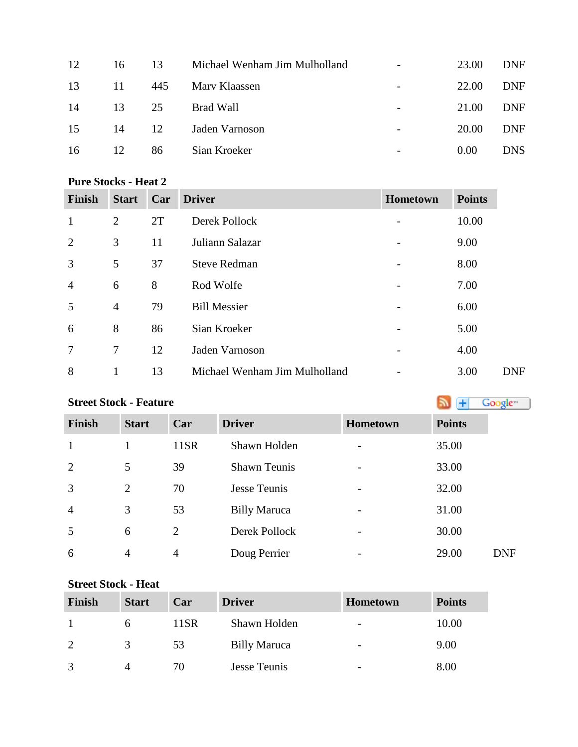| | | | | | | |
|---|---|---|---|---|---|---|
| 12 | 16 | 13 | Michael Wenham Jim Mulholland | - | 23.00 | DNF |
| 13 | 11 | 445 | Marv Klaassen | - | 22.00 | DNF |
| 14 | 13 | 25 | Brad Wall | - | 21.00 | DNF |
| 15 | 14 | 12 | Jaden Varnoson | - | 20.00 | DNF |
| 16 | 12 | 86 | Sian Kroeker | - | 0.00 | DNS |

**Pure Stocks - Heat 2**

| Finish | Start | Car | Driver | Hometown | Points | |
|---|---|---|---|---|---|---|
| 1 | 2 | 2T | Derek Pollock | - | 10.00 | |
| 2 | 3 | 11 | Juliann Salazar | - | 9.00 | |
| 3 | 5 | 37 | Steve Redman | - | 8.00 | |
| 4 | 6 | 8 | Rod Wolfe | - | 7.00 | |
| 5 | 4 | 79 | Bill Messier | - | 6.00 | |
| 6 | 8 | 86 | Sian Kroeker | - | 5.00 | |
| 7 | 7 | 12 | Jaden Varnoson | - | 4.00 | |
| 8 | 1 | 13 | Michael Wenham Jim Mulholland | - | 3.00 | DNF |

**Street Stock - Feature**

| Finish | Start | Car | Driver | Hometown | Points | |
|---|---|---|---|---|---|---|
| 1 | 1 | 11SR | Shawn Holden | - | 35.00 | |
| 2 | 5 | 39 | Shawn Teunis | - | 33.00 | |
| 3 | 2 | 70 | Jesse Teunis | - | 32.00 | |
| 4 | 3 | 53 | Billy Maruca | - | 31.00 | |
| 5 | 6 | 2 | Derek Pollock | - | 30.00 | |
| 6 | 4 | 4 | Doug Perrier | - | 29.00 | DNF |

**Street Stock - Heat**

| Finish | Start | Car | Driver | Hometown | Points |
|---|---|---|---|---|---|
| 1 | 6 | 11SR | Shawn Holden | - | 10.00 |
| 2 | 3 | 53 | Billy Maruca | - | 9.00 |
| 3 | 4 | 70 | Jesse Teunis | - | 8.00 |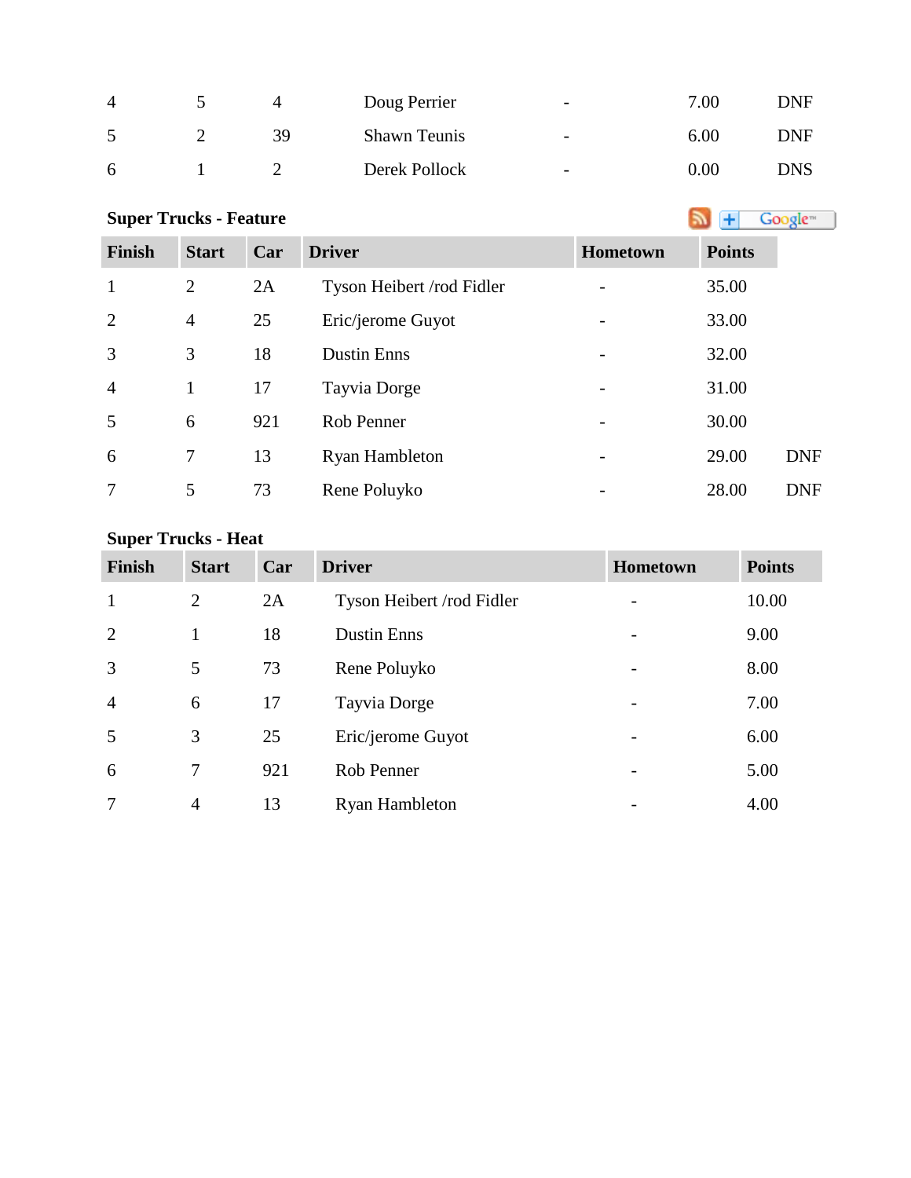| | | | | | | |
|---|---|---|---|---|---|---|
| 4 | 5 | 4 | Doug Perrier | - | 7.00 | DNF |
| 5 | 2 | 39 | Shawn Teunis | - | 6.00 | DNF |
| 6 | 1 | 2 | Derek Pollock | - | 0.00 | DNS |

**Super Trucks - Feature**

| Finish | Start | Car | Driver | Hometown | Points | |
|---|---|---|---|---|---|---|
| 1 | 2 | 2A | Tyson Heibert /rod Fidler | - | 35.00 | |
| 2 | 4 | 25 | Eric/jerome Guyot | - | 33.00 | |
| 3 | 3 | 18 | Dustin Enns | - | 32.00 | |
| 4 | 1 | 17 | Tayvia Dorge | - | 31.00 | |
| 5 | 6 | 921 | Rob Penner | - | 30.00 | |
| 6 | 7 | 13 | Ryan Hambleton | - | 29.00 | DNF |
| 7 | 5 | 73 | Rene Poluyko | - | 28.00 | DNF |

**Super Trucks - Heat**

| Finish | Start | Car | Driver | Hometown | Points |
|---|---|---|---|---|---|
| 1 | 2 | 2A | Tyson Heibert /rod Fidler | - | 10.00 |
| 2 | 1 | 18 | Dustin Enns | - | 9.00 |
| 3 | 5 | 73 | Rene Poluyko | - | 8.00 |
| 4 | 6 | 17 | Tayvia Dorge | - | 7.00 |
| 5 | 3 | 25 | Eric/jerome Guyot | - | 6.00 |
| 6 | 7 | 921 | Rob Penner | - | 5.00 |
| 7 | 4 | 13 | Ryan Hambleton | - | 4.00 |